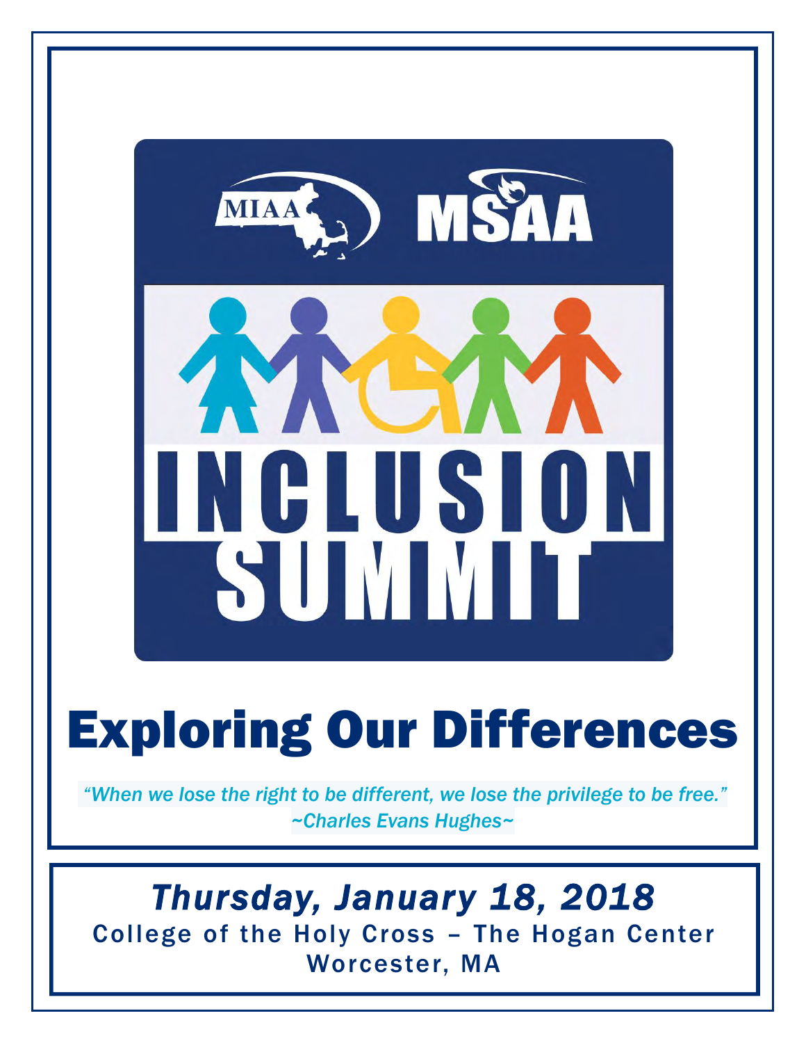MIAA MSAA

# INCLUSION SUMMIT

# Exploring Our Differences

*"When we lose the right to be different, we lose the privilege to be free."*
*~Charles Evans Hughes~*

## *Thursday, January 18, 2018*

College of the Holy Cross – The Hogan Center
Worcester, MA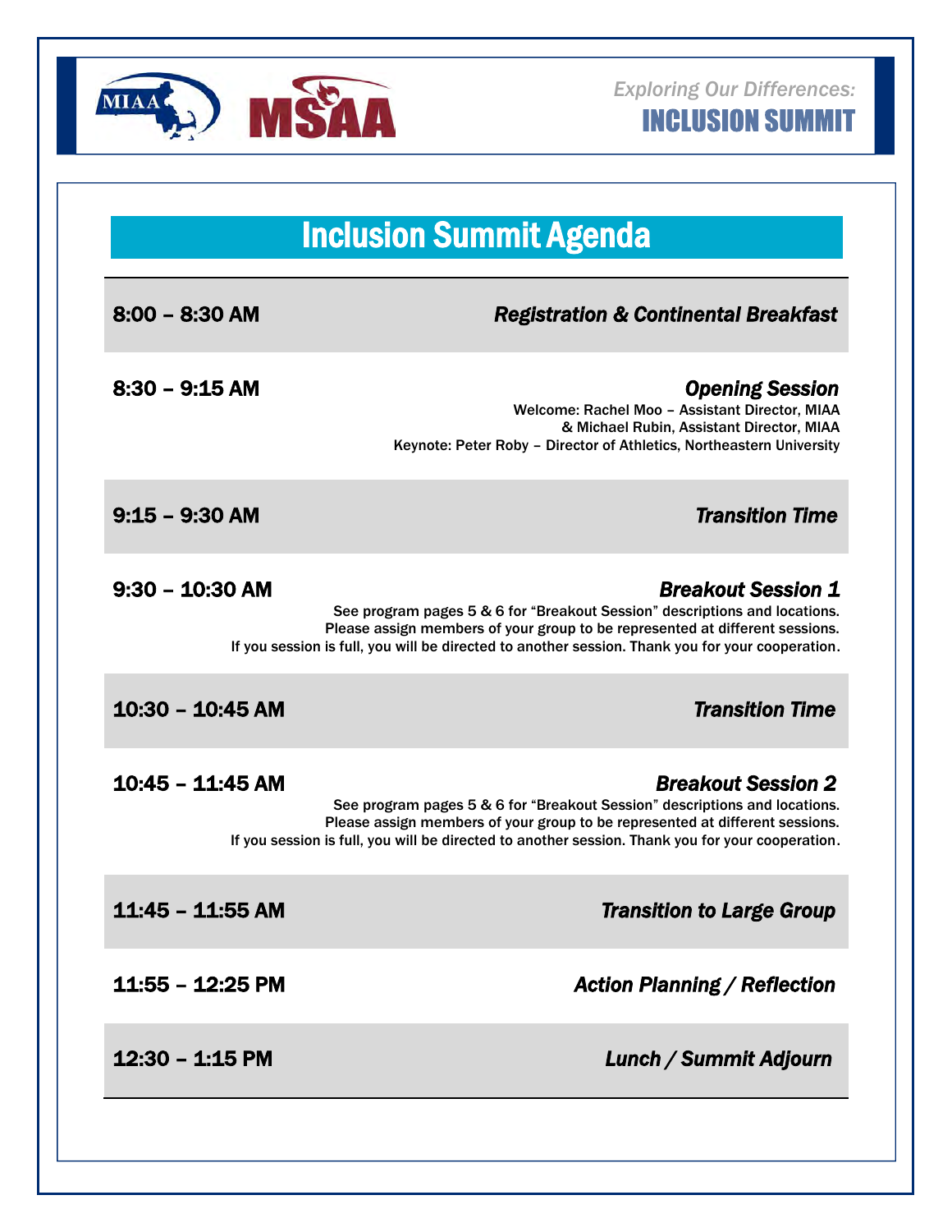Exploring Our Differences:
**INCLUSION SUMMIT**

# Inclusion Summit Agenda

**8:00 – 8:30 AM** — ***Registration & Continental Breakfast***

**8:30 – 9:15 AM** — ***Opening Session***

Welcome: Rachel Moo – Assistant Director, MIAA
& Michael Rubin, Assistant Director, MIAA
Keynote: Peter Roby – Director of Athletics, Northeastern University

**9:15 – 9:30 AM** — ***Transition Time***

**9:30 – 10:30 AM** — ***Breakout Session 1***

See program pages 5 & 6 for "Breakout Session" descriptions and locations.
Please assign members of your group to be represented at different sessions.
If you session is full, you will be directed to another session. Thank you for your cooperation.

**10:30 – 10:45 AM** — ***Transition Time***

**10:45 – 11:45 AM** — ***Breakout Session 2***

See program pages 5 & 6 for "Breakout Session" descriptions and locations.
Please assign members of your group to be represented at different sessions.
If you session is full, you will be directed to another session. Thank you for your cooperation.

**11:45 – 11:55 AM** — ***Transition to Large Group***

**11:55 – 12:25 PM** — ***Action Planning / Reflection***

**12:30 – 1:15 PM** — ***Lunch / Summit Adjourn***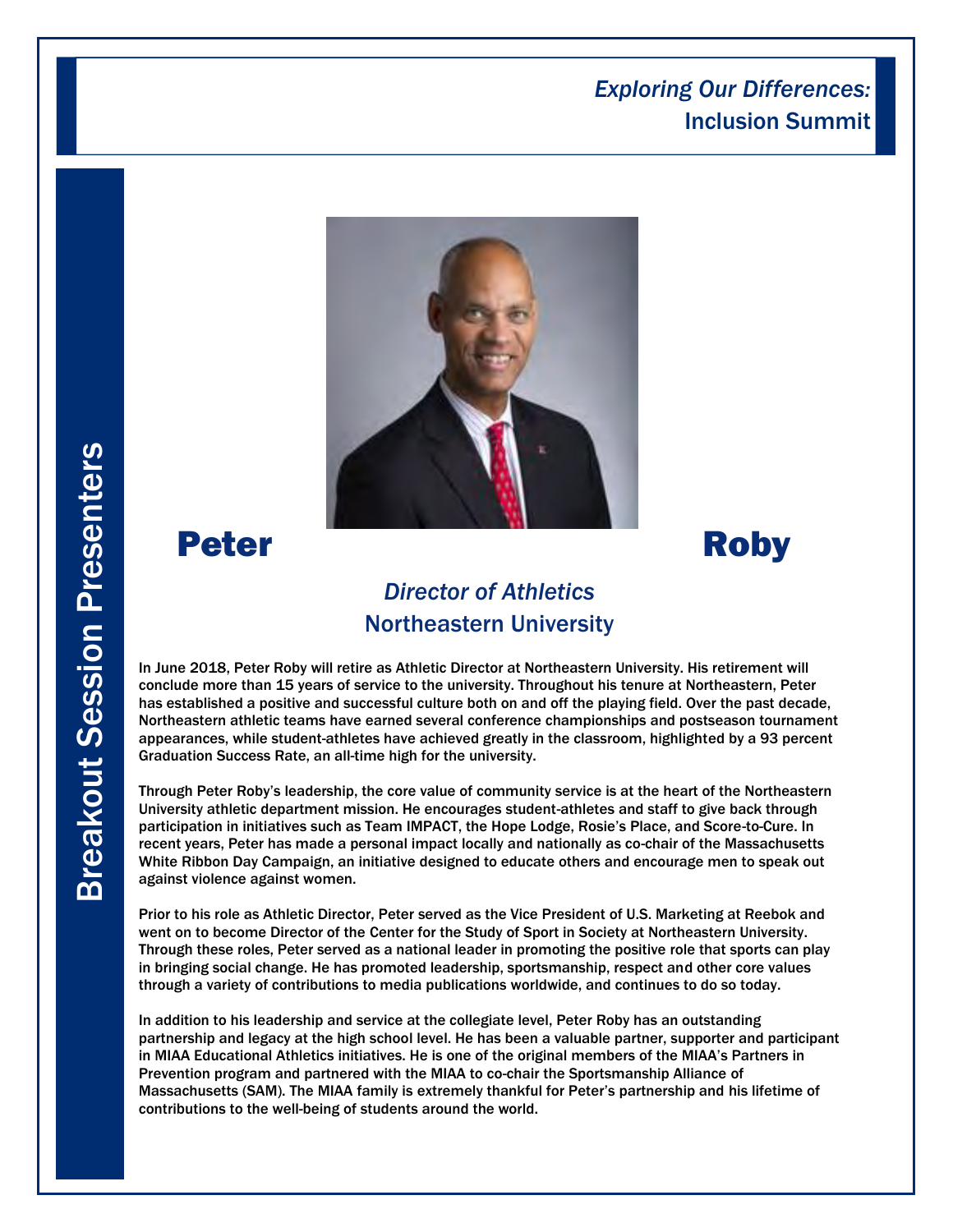*Exploring Our Differences:*
Inclusion Summit

Breakout Session Presenters

# Peter Roby

*Director of Athletics*
**Northeastern University**

In June 2018, Peter Roby will retire as Athletic Director at Northeastern University. His retirement will conclude more than 15 years of service to the university. Throughout his tenure at Northeastern, Peter has established a positive and successful culture both on and off the playing field. Over the past decade, Northeastern athletic teams have earned several conference championships and postseason tournament appearances, while student-athletes have achieved greatly in the classroom, highlighted by a 93 percent Graduation Success Rate, an all-time high for the university.

Through Peter Roby's leadership, the core value of community service is at the heart of the Northeastern University athletic department mission. He encourages student-athletes and staff to give back through participation in initiatives such as Team IMPACT, the Hope Lodge, Rosie's Place, and Score-to-Cure. In recent years, Peter has made a personal impact locally and nationally as co-chair of the Massachusetts White Ribbon Day Campaign, an initiative designed to educate others and encourage men to speak out against violence against women.

Prior to his role as Athletic Director, Peter served as the Vice President of U.S. Marketing at Reebok and went on to become Director of the Center for the Study of Sport in Society at Northeastern University. Through these roles, Peter served as a national leader in promoting the positive role that sports can play in bringing social change. He has promoted leadership, sportsmanship, respect and other core values through a variety of contributions to media publications worldwide, and continues to do so today.

In addition to his leadership and service at the collegiate level, Peter Roby has an outstanding partnership and legacy at the high school level. He has been a valuable partner, supporter and participant in MIAA Educational Athletics initiatives. He is one of the original members of the MIAA's Partners in Prevention program and partnered with the MIAA to co-chair the Sportsmanship Alliance of Massachusetts (SAM). The MIAA family is extremely thankful for Peter's partnership and his lifetime of contributions to the well-being of students around the world.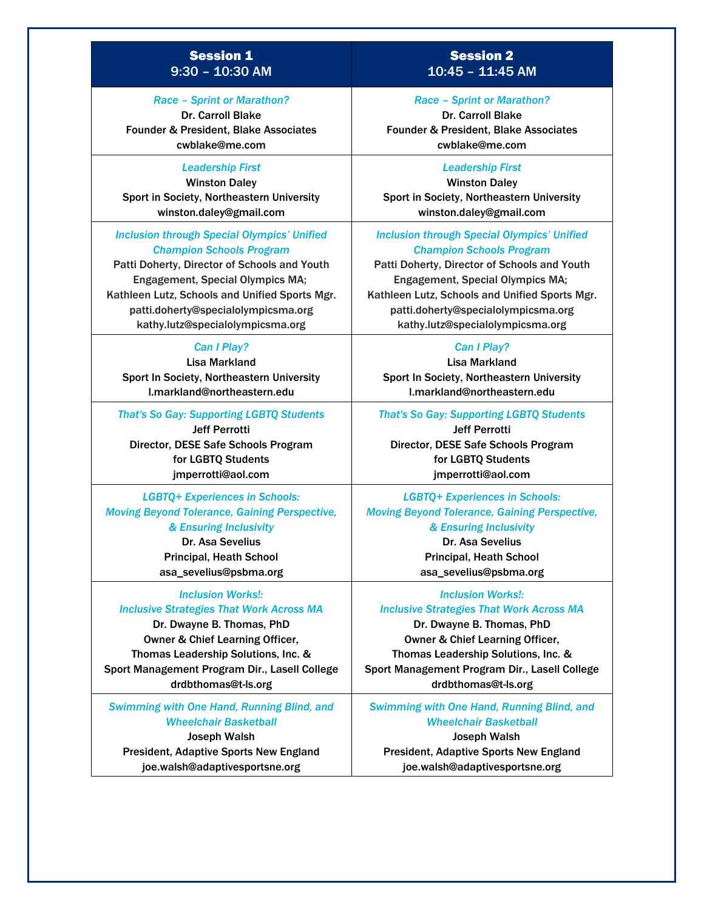| **Session 1**<br>9:30 – 10:30 AM | **Session 2**<br>10:45 – 11:45 AM |
| --- | --- |
| *Race – Sprint or Marathon?*<br>Dr. Carroll Blake<br>Founder & President, Blake Associates<br>cwblake@me.com | *Race – Sprint or Marathon?*<br>Dr. Carroll Blake<br>Founder & President, Blake Associates<br>cwblake@me.com |
| *Leadership First*<br>Winston Daley<br>Sport in Society, Northeastern University<br>winston.daley@gmail.com | *Leadership First*<br>Winston Daley<br>Sport in Society, Northeastern University<br>winston.daley@gmail.com |
| *Inclusion through Special Olympics' Unified Champion Schools Program*<br>Patti Doherty, Director of Schools and Youth Engagement, Special Olympics MA;<br>Kathleen Lutz, Schools and Unified Sports Mgr.<br>patti.doherty@specialolympicsma.org<br>kathy.lutz@specialolympicsma.org | *Inclusion through Special Olympics' Unified Champion Schools Program*<br>Patti Doherty, Director of Schools and Youth Engagement, Special Olympics MA;<br>Kathleen Lutz, Schools and Unified Sports Mgr.<br>patti.doherty@specialolympicsma.org<br>kathy.lutz@specialolympicsma.org |
| *Can I Play?*<br>Lisa Markland<br>Sport In Society, Northeastern University<br>l.markland@northeastern.edu | *Can I Play?*<br>Lisa Markland<br>Sport In Society, Northeastern University<br>l.markland@northeastern.edu |
| *That's So Gay: Supporting LGBTQ Students*<br>Jeff Perrotti<br>Director, DESE Safe Schools Program for LGBTQ Students<br>jmperrotti@aol.com | *That's So Gay: Supporting LGBTQ Students*<br>Jeff Perrotti<br>Director, DESE Safe Schools Program for LGBTQ Students<br>jmperrotti@aol.com |
| *LGBTQ+ Experiences in Schools: Moving Beyond Tolerance, Gaining Perspective, & Ensuring Inclusivity*<br>Dr. Asa Sevelius<br>Principal, Heath School<br>asa_sevelius@psbma.org | *LGBTQ+ Experiences in Schools: Moving Beyond Tolerance, Gaining Perspective, & Ensuring Inclusivity*<br>Dr. Asa Sevelius<br>Principal, Heath School<br>asa_sevelius@psbma.org |
| *Inclusion Works!: Inclusive Strategies That Work Across MA*<br>Dr. Dwayne B. Thomas, PhD<br>Owner & Chief Learning Officer, Thomas Leadership Solutions, Inc. & Sport Management Program Dir., Lasell College<br>drdbthomas@t-ls.org | *Inclusion Works!: Inclusive Strategies That Work Across MA*<br>Dr. Dwayne B. Thomas, PhD<br>Owner & Chief Learning Officer, Thomas Leadership Solutions, Inc. & Sport Management Program Dir., Lasell College<br>drdbthomas@t-ls.org |
| *Swimming with One Hand, Running Blind, and Wheelchair Basketball*<br>Joseph Walsh<br>President, Adaptive Sports New England<br>joe.walsh@adaptivesportsne.org | *Swimming with One Hand, Running Blind, and Wheelchair Basketball*<br>Joseph Walsh<br>President, Adaptive Sports New England<br>joe.walsh@adaptivesportsne.org |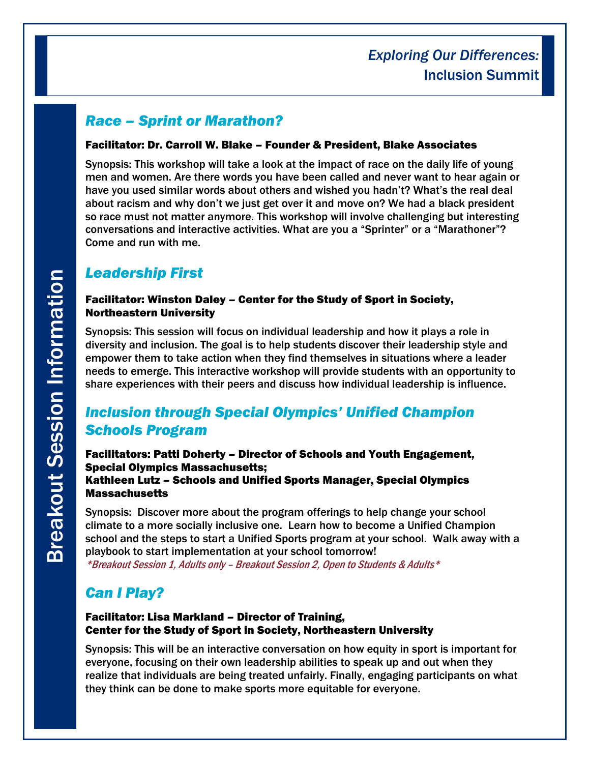*Exploring Our Differences:*
Inclusion Summit

# Breakout Session Information

## *Race – Sprint or Marathon?*

**Facilitator: Dr. Carroll W. Blake – Founder & President, Blake Associates**

Synopsis: This workshop will take a look at the impact of race on the daily life of young men and women. Are there words you have been called and never want to hear again or have you used similar words about others and wished you hadn't? What's the real deal about racism and why don't we just get over it and move on? We had a black president so race must not matter anymore. This workshop will involve challenging but interesting conversations and interactive activities. What are you a "Sprinter" or a "Marathoner"? Come and run with me.

## *Leadership First*

**Facilitator: Winston Daley – Center for the Study of Sport in Society, Northeastern University**

Synopsis: This session will focus on individual leadership and how it plays a role in diversity and inclusion. The goal is to help students discover their leadership style and empower them to take action when they find themselves in situations where a leader needs to emerge. This interactive workshop will provide students with an opportunity to share experiences with their peers and discuss how individual leadership is influence.

## *Inclusion through Special Olympics' Unified Champion Schools Program*

**Facilitators: Patti Doherty – Director of Schools and Youth Engagement, Special Olympics Massachusetts;**
**Kathleen Lutz – Schools and Unified Sports Manager, Special Olympics Massachusetts**

Synopsis: Discover more about the program offerings to help change your school climate to a more socially inclusive one. Learn how to become a Unified Champion school and the steps to start a Unified Sports program at your school. Walk away with a playbook to start implementation at your school tomorrow!

*\*Breakout Session 1, Adults only – Breakout Session 2, Open to Students & Adults\**

## *Can I Play?*

**Facilitator: Lisa Markland – Director of Training,**
**Center for the Study of Sport in Society, Northeastern University**

Synopsis: This will be an interactive conversation on how equity in sport is important for everyone, focusing on their own leadership abilities to speak up and out when they realize that individuals are being treated unfairly. Finally, engaging participants on what they think can be done to make sports more equitable for everyone.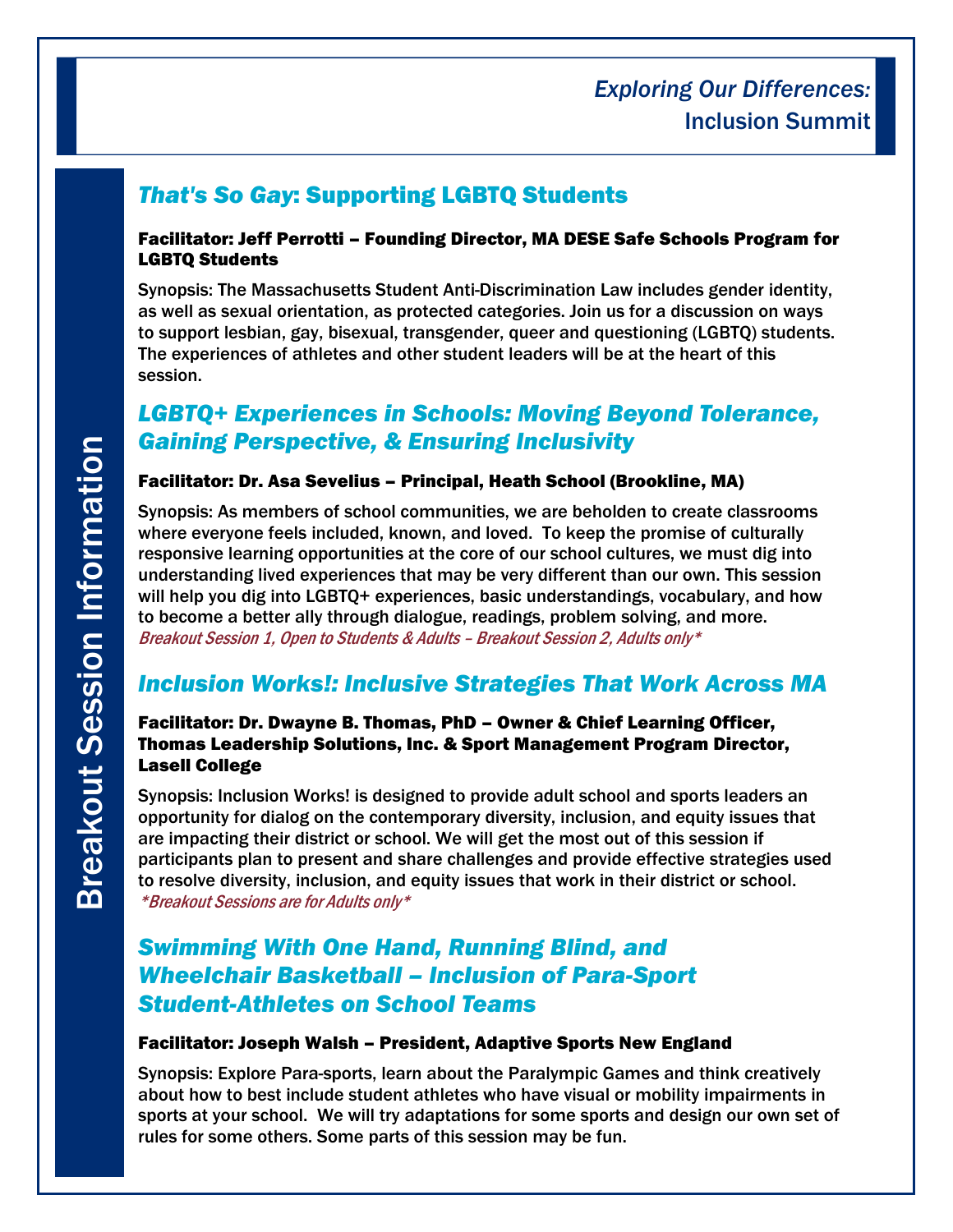*Exploring Our Differences:*
Inclusion Summit

# Breakout Session Information

## *That's So Gay*: Supporting LGBTQ Students

**Facilitator: Jeff Perrotti – Founding Director, MA DESE Safe Schools Program for LGBTQ Students**

Synopsis: The Massachusetts Student Anti-Discrimination Law includes gender identity, as well as sexual orientation, as protected categories. Join us for a discussion on ways to support lesbian, gay, bisexual, transgender, queer and questioning (LGBTQ) students. The experiences of athletes and other student leaders will be at the heart of this session.

## *LGBTQ+ Experiences in Schools: Moving Beyond Tolerance, Gaining Perspective, & Ensuring Inclusivity*

**Facilitator: Dr. Asa Sevelius – Principal, Heath School (Brookline, MA)**

Synopsis: As members of school communities, we are beholden to create classrooms where everyone feels included, known, and loved. To keep the promise of culturally responsive learning opportunities at the core of our school cultures, we must dig into understanding lived experiences that may be very different than our own. This session will help you dig into LGBTQ+ experiences, basic understandings, vocabulary, and how to become a better ally through dialogue, readings, problem solving, and more.
*Breakout Session 1, Open to Students & Adults – Breakout Session 2, Adults only**

## *Inclusion Works!: Inclusive Strategies That Work Across MA*

**Facilitator: Dr. Dwayne B. Thomas, PhD – Owner & Chief Learning Officer, Thomas Leadership Solutions, Inc. & Sport Management Program Director, Lasell College**

Synopsis: Inclusion Works! is designed to provide adult school and sports leaders an opportunity for dialog on the contemporary diversity, inclusion, and equity issues that are impacting their district or school. We will get the most out of this session if participants plan to present and share challenges and provide effective strategies used to resolve diversity, inclusion, and equity issues that work in their district or school.
**Breakout Sessions are for Adults only**

## *Swimming With One Hand, Running Blind, and Wheelchair Basketball – Inclusion of Para-Sport Student-Athletes on School Teams*

**Facilitator: Joseph Walsh – President, Adaptive Sports New England**

Synopsis: Explore Para-sports, learn about the Paralympic Games and think creatively about how to best include student athletes who have visual or mobility impairments in sports at your school. We will try adaptations for some sports and design our own set of rules for some others. Some parts of this session may be fun.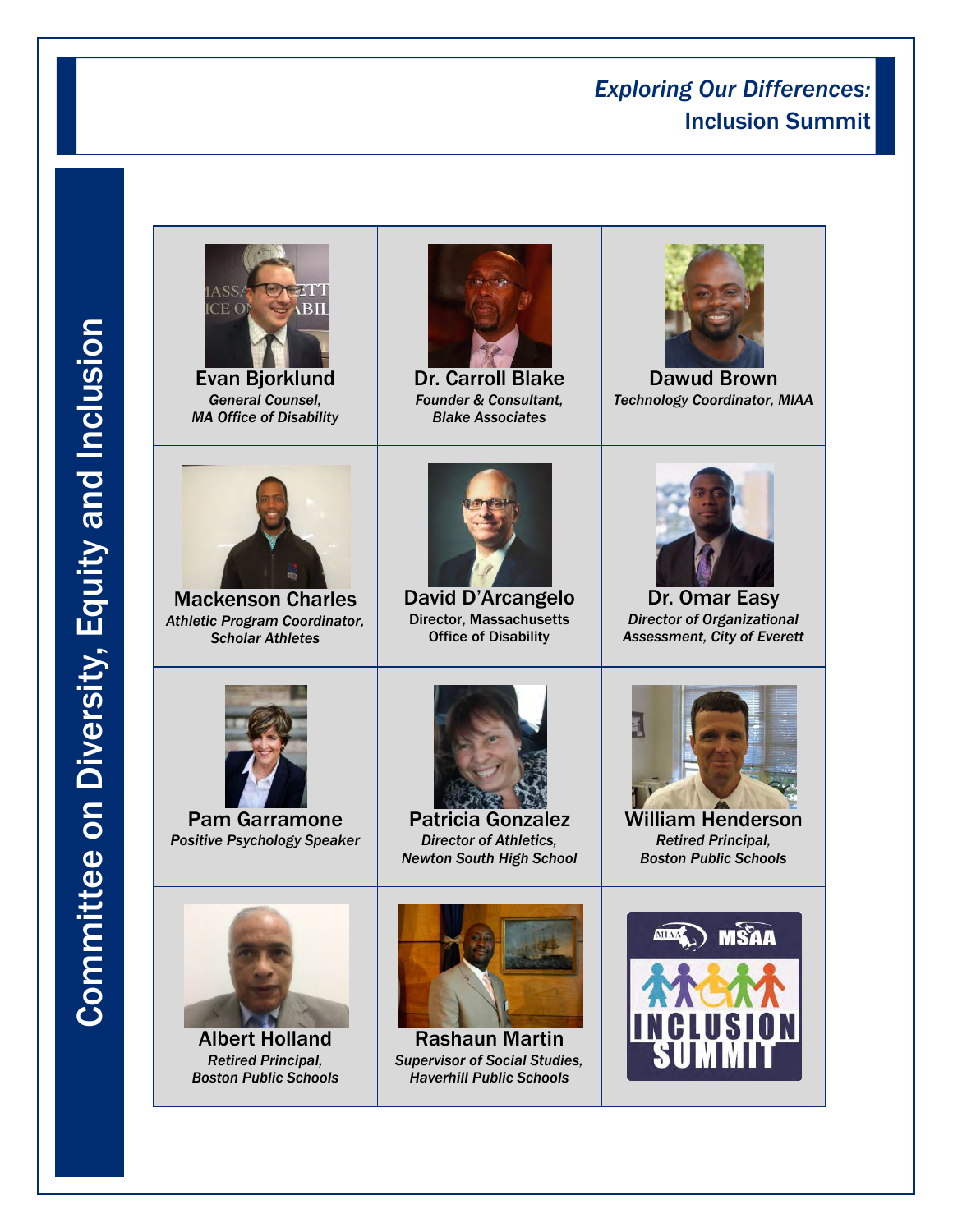*Exploring Our Differences:*
Inclusion Summit

Committee on Diversity, Equity and Inclusion

| | | |
|---|---|---|
| **Evan Bjorklund**<br>*General Counsel, MA Office of Disability* | **Dr. Carroll Blake**<br>*Founder & Consultant, Blake Associates* | **Dawud Brown**<br>*Technology Coordinator, MIAA* |
| **Mackenson Charles**<br>*Athletic Program Coordinator, Scholar Athletes* | **David D'Arcangelo**<br>Director, Massachusetts Office of Disability | **Dr. Omar Easy**<br>*Director of Organizational Assessment, City of Everett* |
| **Pam Garramone**<br>*Positive Psychology Speaker* | **Patricia Gonzalez**<br>*Director of Athletics, Newton South High School* | **William Henderson**<br>*Retired Principal, Boston Public Schools* |
| **Albert Holland**<br>*Retired Principal, Boston Public Schools* | **Rashaun Martin**<br>*Supervisor of Social Studies, Haverhill Public Schools* | MIAA MSAA INCLUSION SUMMIT |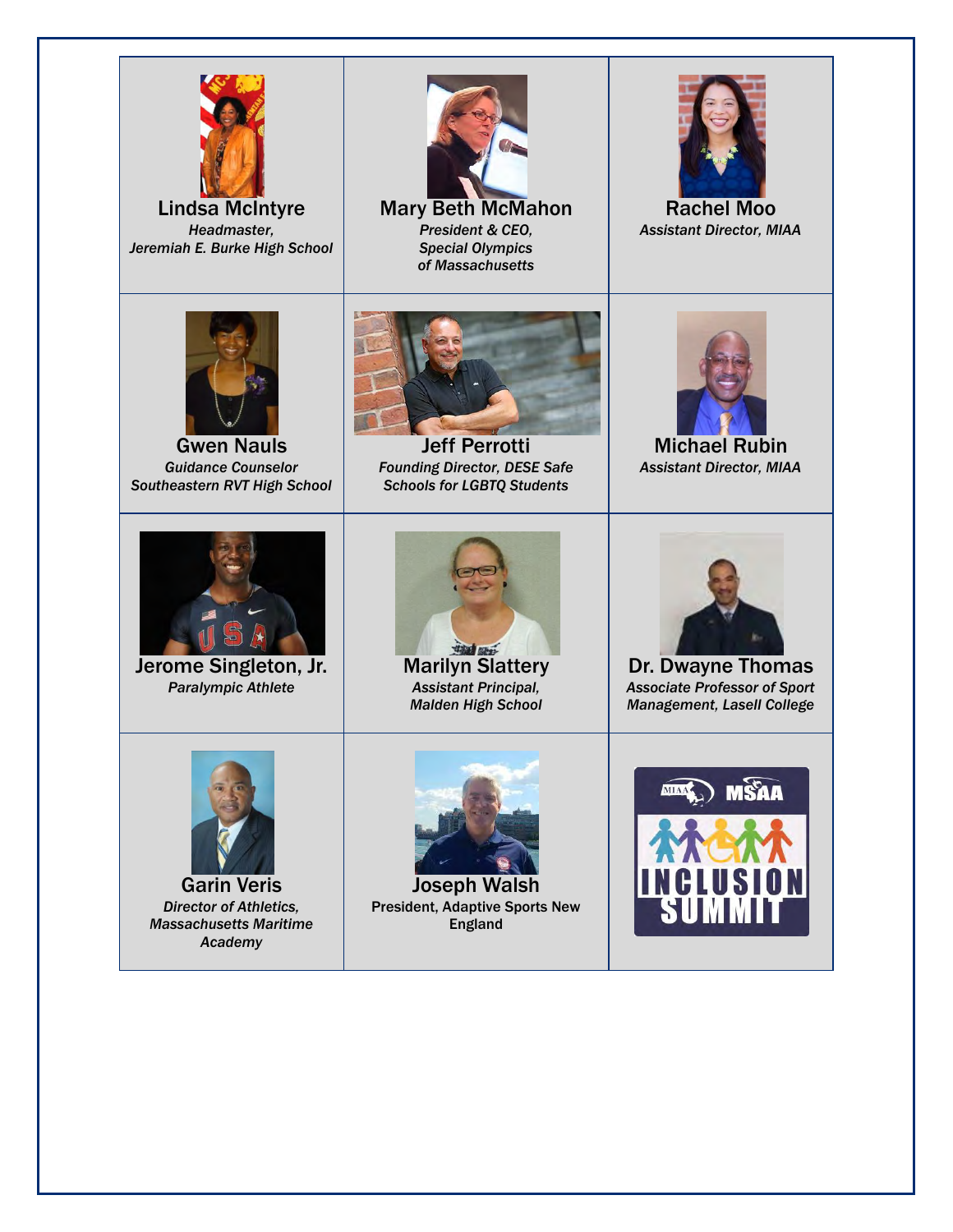| | | |
|---|---|---|
| **Lindsa McIntyre**<br>*Headmaster, Jeremiah E. Burke High School* | **Mary Beth McMahon**<br>*President & CEO, Special Olympics of Massachusetts* | **Rachel Moo**<br>*Assistant Director, MIAA* |
| **Gwen Nauls**<br>*Guidance Counselor Southeastern RVT High School* | **Jeff Perrotti**<br>*Founding Director, DESE Safe Schools for LGBTQ Students* | **Michael Rubin**<br>*Assistant Director, MIAA* |
| **Jerome Singleton, Jr.**<br>*Paralympic Athlete* | **Marilyn Slattery**<br>*Assistant Principal, Malden High School* | **Dr. Dwayne Thomas**<br>*Associate Professor of Sport Management, Lasell College* |
| **Garin Veris**<br>*Director of Athletics, Massachusetts Maritime Academy* | **Joseph Walsh**<br>President, Adaptive Sports New England | MIAA MSAA INCLUSION SUMMIT |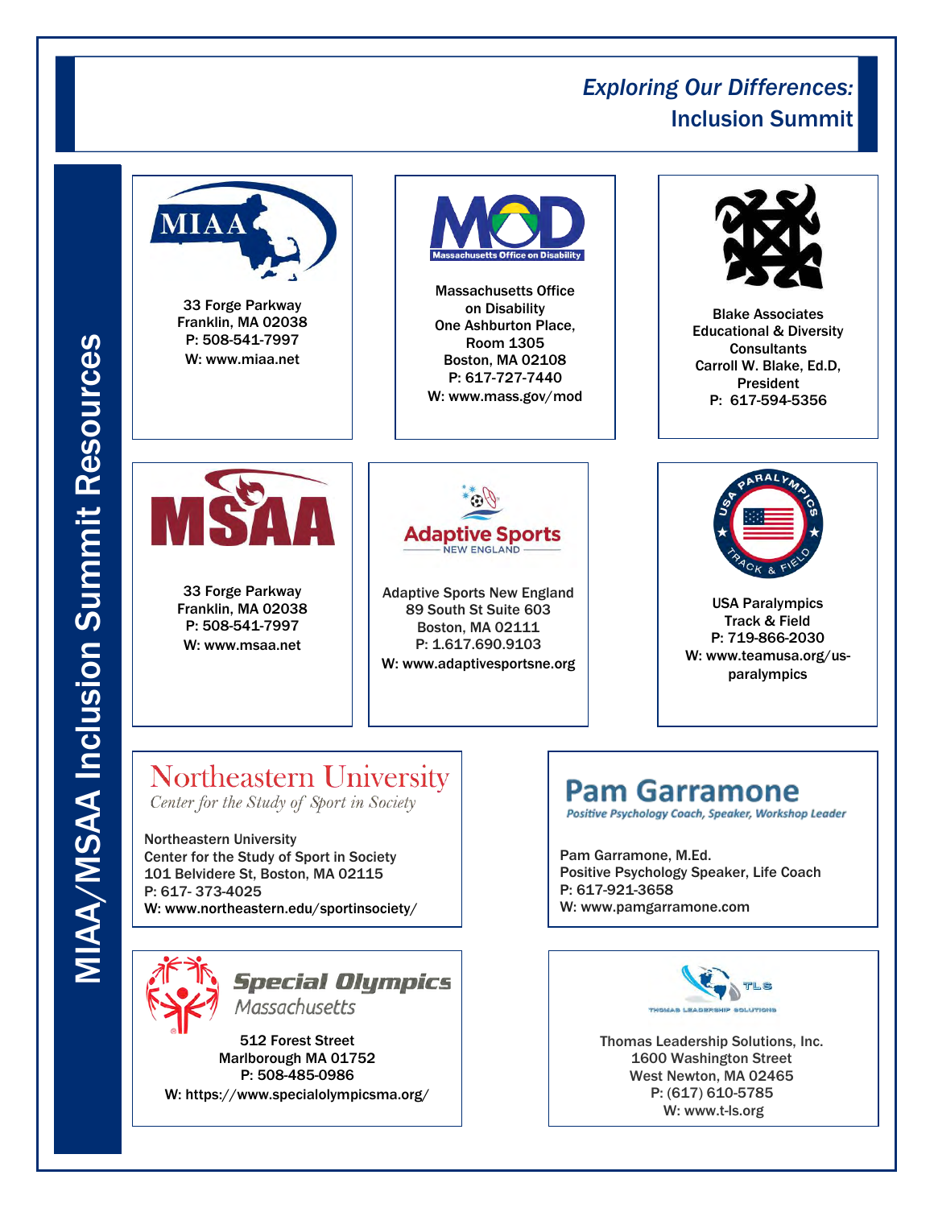# MIAA/MSAA Inclusion Summit Resources

**MIAA**
33 Forge Parkway
Franklin, MA 02038
P: 508-541-7997
W: www.miaa.net

**Massachusetts Office on Disability**
One Ashburton Place, Room 1305
Boston, MA 02108
P: 617-727-7440
W: www.mass.gov/mod

**Blake Associates Educational & Diversity Consultants**
Carroll W. Blake, Ed.D, President
P: 617-594-5356

**MSAA**
33 Forge Parkway
Franklin, MA 02038
P: 508-541-7997
W: www.msaa.net

**Adaptive Sports New England**
89 South St Suite 603
Boston, MA 02111
P: 1.617.690.9103
W: www.adaptivesportsne.org

**USA Paralympics Track & Field**
P: 719-866-2030
W: www.teamusa.org/us-paralympics

**Northeastern University**
*Center for the Study of Sport in Society*

Northeastern University
Center for the Study of Sport in Society
101 Belvidere St, Boston, MA 02115
P: 617- 373-4025
W: www.northeastern.edu/sportinsociety/

**Pam Garramone**
*Positive Psychology Coach, Speaker, Workshop Leader*

Pam Garramone, M.Ed.
Positive Psychology Speaker, Life Coach
P: 617-921-3658
W: www.pamgarramone.com

**Special Olympics Massachusetts**
512 Forest Street
Marlborough MA 01752
P: 508-485-0986
W: https://www.specialolympicsma.org/

**Thomas Leadership Solutions, Inc.**
1600 Washington Street
West Newton, MA 02465
P: (617) 610-5785
W: www.t-ls.org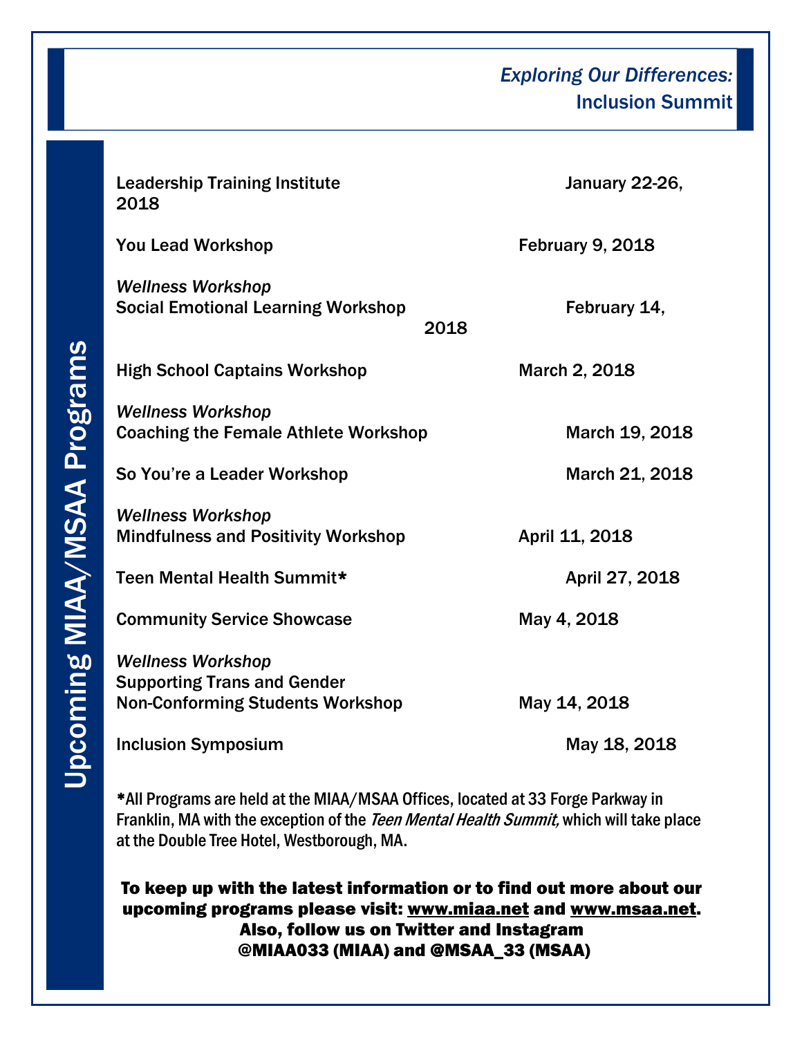*Exploring Our Differences:*
**Inclusion Summit**

# Upcoming MIAA/MSAA Programs

Leadership Training Institute — January 22-26, 2018

You Lead Workshop — February 9, 2018

*Wellness Workshop*
Social Emotional Learning Workshop — February 14, 2018

High School Captains Workshop — March 2, 2018

*Wellness Workshop*
Coaching the Female Athlete Workshop — March 19, 2018

So You're a Leader Workshop — March 21, 2018

*Wellness Workshop*
Mindfulness and Positivity Workshop — April 11, 2018

Teen Mental Health Summit* — April 27, 2018

Community Service Showcase — May 4, 2018

*Wellness Workshop*
Supporting Trans and Gender Non-Conforming Students Workshop — May 14, 2018

Inclusion Symposium — May 18, 2018

*All Programs are held at the MIAA/MSAA Offices, located at 33 Forge Parkway in Franklin, MA with the exception of the *Teen Mental Health Summit,* which will take place at the Double Tree Hotel, Westborough, MA.

**To keep up with the latest information or to find out more about our upcoming programs please visit: www.miaa.net and www.msaa.net. Also, follow us on Twitter and Instagram @MIAA033 (MIAA) and @MSAA_33 (MSAA)**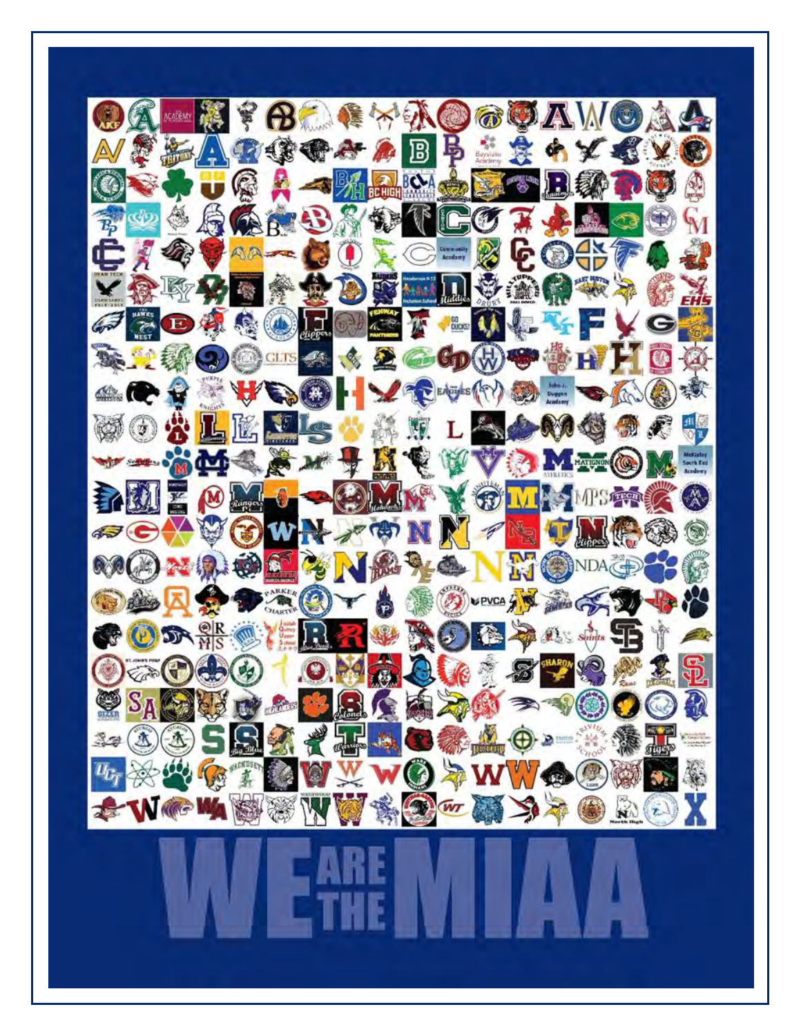# WE ARE THE MIAA